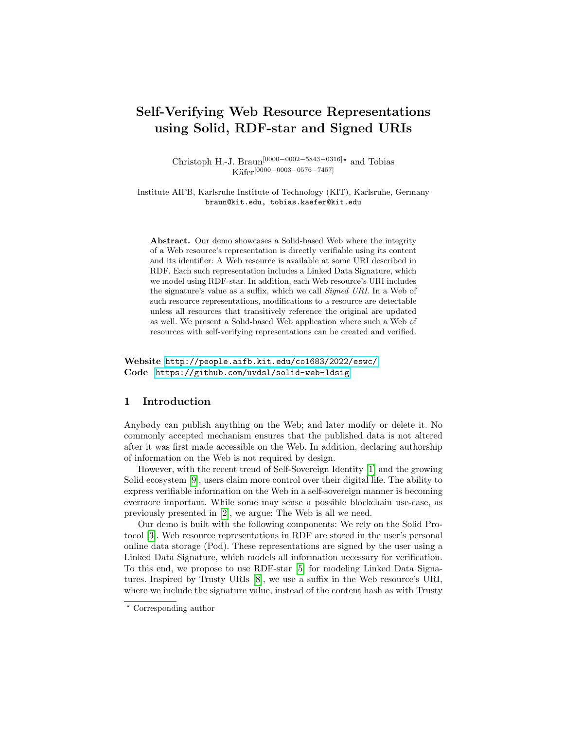# Self-Verifying Web Resource Representations using Solid, RDF-star and Signed URIs

Christoph H.-J. Braun[0000−0002−5843−0316]⋆ and Tobias Käfer[0000−0003−0576−7457]

Institute AIFB, Karlsruhe Institute of Technology (KIT), Karlsruhe, Germany
braun@kit.edu, tobias.kaefer@kit.edu

**Abstract.** Our demo showcases a Solid-based Web where the integrity of a Web resource's representation is directly verifiable using its content and its identifier: A Web resource is available at some URI described in RDF. Each such representation includes a Linked Data Signature, which we model using RDF-star. In addition, each Web resource's URI includes the signature's value as a suffix, which we call *Signed URI*. In a Web of such resource representations, modifications to a resource are detectable unless all resources that transitively reference the original are updated as well. We present a Solid-based Web application where such a Web of resources with self-verifying representations can be created and verified.

**Website** http://people.aifb.kit.edu/co1683/2022/eswc/
**Code** https://github.com/uvdsl/solid-web-ldsig

## 1 Introduction

Anybody can publish anything on the Web; and later modify or delete it. No commonly accepted mechanism ensures that the published data is not altered after it was first made accessible on the Web. In addition, declaring authorship of information on the Web is not required by design.

However, with the recent trend of Self-Sovereign Identity [1] and the growing Solid ecosystem [9], users claim more control over their digital life. The ability to express verifiable information on the Web in a self-sovereign manner is becoming evermore important. While some may sense a possible blockchain use-case, as previously presented in [2], we argue: The Web is all we need.

Our demo is built with the following components: We rely on the Solid Protocol [3]. Web resource representations in RDF are stored in the user's personal online data storage (Pod). These representations are signed by the user using a Linked Data Signature, which models all information necessary for verification. To this end, we propose to use RDF-star [5] for modeling Linked Data Signatures. Inspired by Trusty URIs [8], we use a suffix in the Web resource's URI, where we include the signature value, instead of the content hash as with Trusty

⋆ Corresponding author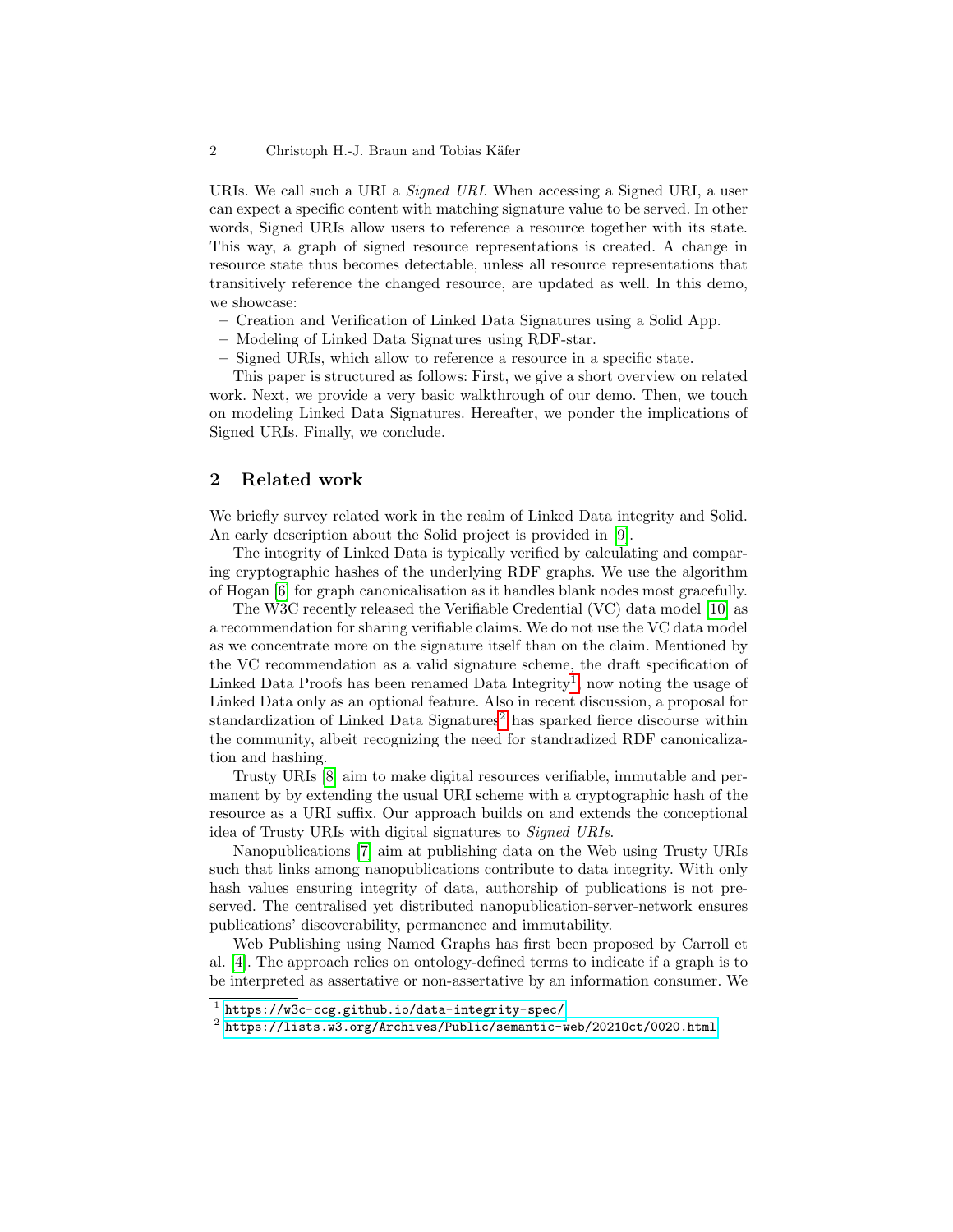URIs. We call such a URI a *Signed URI*. When accessing a Signed URI, a user can expect a specific content with matching signature value to be served. In other words, Signed URIs allow users to reference a resource together with its state. This way, a graph of signed resource representations is created. A change in resource state thus becomes detectable, unless all resource representations that transitively reference the changed resource, are updated as well. In this demo, we showcase:

- Creation and Verification of Linked Data Signatures using a Solid App.
- Modeling of Linked Data Signatures using RDF-star.
- Signed URIs, which allow to reference a resource in a specific state.

This paper is structured as follows: First, we give a short overview on related work. Next, we provide a very basic walkthrough of our demo. Then, we touch on modeling Linked Data Signatures. Hereafter, we ponder the implications of Signed URIs. Finally, we conclude.

## 2 Related work

We briefly survey related work in the realm of Linked Data integrity and Solid. An early description about the Solid project is provided in [9].

The integrity of Linked Data is typically verified by calculating and comparing cryptographic hashes of the underlying RDF graphs. We use the algorithm of Hogan [6] for graph canonicalisation as it handles blank nodes most gracefully.

The W3C recently released the Verifiable Credential (VC) data model [10] as a recommendation for sharing verifiable claims. We do not use the VC data model as we concentrate more on the signature itself than on the claim. Mentioned by the VC recommendation as a valid signature scheme, the draft specification of Linked Data Proofs has been renamed Data Integrity[1], now noting the usage of Linked Data only as an optional feature. Also in recent discussion, a proposal for standardization of Linked Data Signatures[2] has sparked fierce discourse within the community, albeit recognizing the need for standradized RDF canonicalization and hashing.

Trusty URIs [8] aim to make digital resources verifiable, immutable and permanent by by extending the usual URI scheme with a cryptographic hash of the resource as a URI suffix. Our approach builds on and extends the conceptional idea of Trusty URIs with digital signatures to *Signed URIs*.

Nanopublications [7] aim at publishing data on the Web using Trusty URIs such that links among nanopublications contribute to data integrity. With only hash values ensuring integrity of data, authorship of publications is not preserved. The centralised yet distributed nanopublication-server-network ensures publications' discoverability, permanence and immutability.

Web Publishing using Named Graphs has first been proposed by Carroll et al. [4]. The approach relies on ontology-defined terms to indicate if a graph is to be interpreted as assertative or non-assertative by an information consumer. We

[1] https://w3c-ccg.github.io/data-integrity-spec/

[2] https://lists.w3.org/Archives/Public/semantic-web/2021Oct/0020.html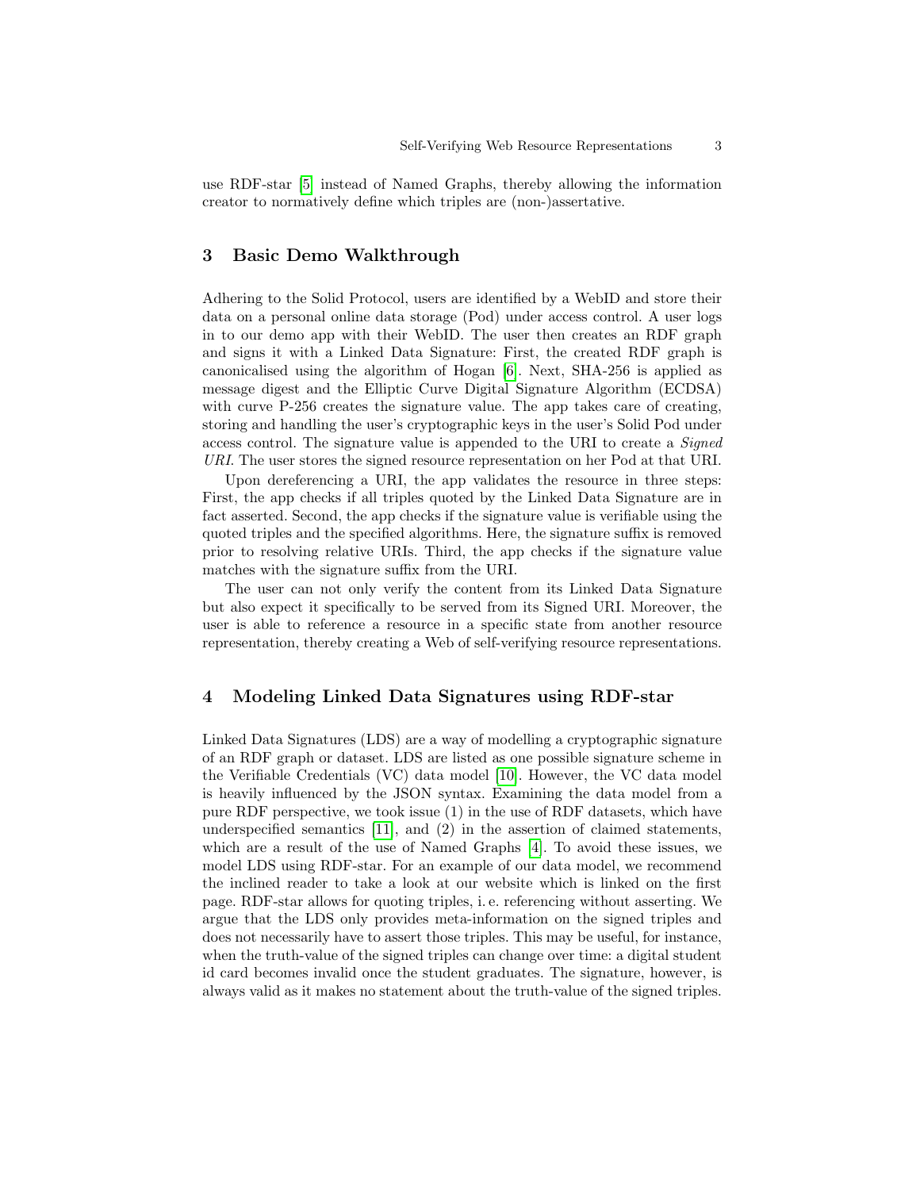use RDF-star [5] instead of Named Graphs, thereby allowing the information creator to normatively define which triples are (non-)assertative.

## 3 Basic Demo Walkthrough

Adhering to the Solid Protocol, users are identified by a WebID and store their data on a personal online data storage (Pod) under access control. A user logs in to our demo app with their WebID. The user then creates an RDF graph and signs it with a Linked Data Signature: First, the created RDF graph is canonicalised using the algorithm of Hogan [6]. Next, SHA-256 is applied as message digest and the Elliptic Curve Digital Signature Algorithm (ECDSA) with curve P-256 creates the signature value. The app takes care of creating, storing and handling the user's cryptographic keys in the user's Solid Pod under access control. The signature value is appended to the URI to create a *Signed URI*. The user stores the signed resource representation on her Pod at that URI.

Upon dereferencing a URI, the app validates the resource in three steps: First, the app checks if all triples quoted by the Linked Data Signature are in fact asserted. Second, the app checks if the signature value is verifiable using the quoted triples and the specified algorithms. Here, the signature suffix is removed prior to resolving relative URIs. Third, the app checks if the signature value matches with the signature suffix from the URI.

The user can not only verify the content from its Linked Data Signature but also expect it specifically to be served from its Signed URI. Moreover, the user is able to reference a resource in a specific state from another resource representation, thereby creating a Web of self-verifying resource representations.

## 4 Modeling Linked Data Signatures using RDF-star

Linked Data Signatures (LDS) are a way of modelling a cryptographic signature of an RDF graph or dataset. LDS are listed as one possible signature scheme in the Verifiable Credentials (VC) data model [10]. However, the VC data model is heavily influenced by the JSON syntax. Examining the data model from a pure RDF perspective, we took issue (1) in the use of RDF datasets, which have underspecified semantics [11], and (2) in the assertion of claimed statements, which are a result of the use of Named Graphs [4]. To avoid these issues, we model LDS using RDF-star. For an example of our data model, we recommend the inclined reader to take a look at our website which is linked on the first page. RDF-star allows for quoting triples, i. e. referencing without asserting. We argue that the LDS only provides meta-information on the signed triples and does not necessarily have to assert those triples. This may be useful, for instance, when the truth-value of the signed triples can change over time: a digital student id card becomes invalid once the student graduates. The signature, however, is always valid as it makes no statement about the truth-value of the signed triples.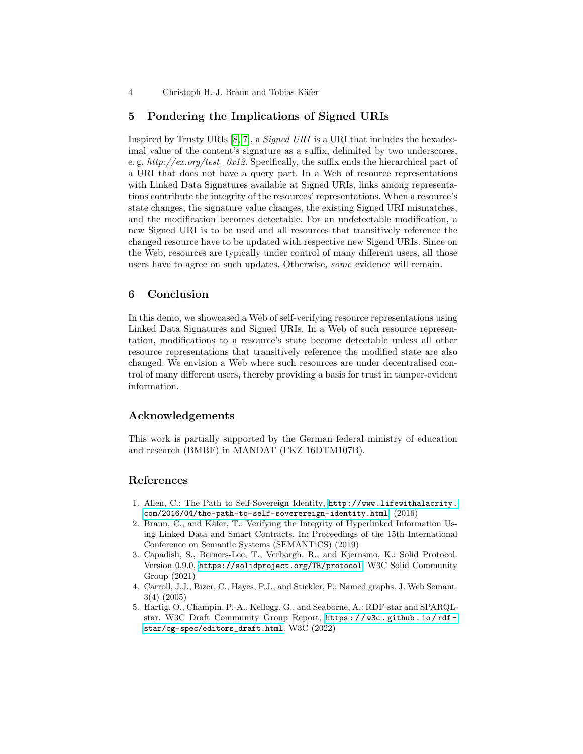## 5 Pondering the Implications of Signed URIs

Inspired by Trusty URIs [8, 7], a *Signed URI* is a URI that includes the hexadecimal value of the content's signature as a suffix, delimited by two underscores, e. g. *http://ex.org/test__0x12*. Specifically, the suffix ends the hierarchical part of a URI that does not have a query part. In a Web of resource representations with Linked Data Signatures available at Signed URIs, links among representations contribute the integrity of the resources' representations. When a resource's state changes, the signature value changes, the existing Signed URI mismatches, and the modification becomes detectable. For an undetectable modification, a new Signed URI is to be used and all resources that transitively reference the changed resource have to be updated with respective new Sigend URIs. Since on the Web, resources are typically under control of many different users, all those users have to agree on such updates. Otherwise, *some* evidence will remain.

## 6 Conclusion

In this demo, we showcased a Web of self-verifying resource representations using Linked Data Signatures and Signed URIs. In a Web of such resource representation, modifications to a resource's state become detectable unless all other resource representations that transitively reference the modified state are also changed. We envision a Web where such resources are under decentralised control of many different users, thereby providing a basis for trust in tamper-evident information.

## Acknowledgements

This work is partially supported by the German federal ministry of education and research (BMBF) in MANDAT (FKZ 16DTM107B).

## References

1. Allen, C.: The Path to Self-Sovereign Identity, http://www.lifewithalacrity.com/2016/04/the-path-to-self-soverereign-identity.html, (2016)
2. Braun, C., and Käfer, T.: Verifying the Integrity of Hyperlinked Information Using Linked Data and Smart Contracts. In: Proceedings of the 15th International Conference on Semantic Systems (SEMANTiCS) (2019)
3. Capadisli, S., Berners-Lee, T., Verborgh, R., and Kjernsmo, K.: Solid Protocol. Version 0.9.0, https://solidproject.org/TR/protocol, W3C Solid Community Group (2021)
4. Carroll, J.J., Bizer, C., Hayes, P.J., and Stickler, P.: Named graphs. J. Web Semant. 3(4) (2005)
5. Hartig, O., Champin, P.-A., Kellogg, G., and Seaborne, A.: RDF-star and SPARQL-star. W3C Draft Community Group Report, https://w3c.github.io/rdf-star/cg-spec/editors_draft.html, W3C (2022)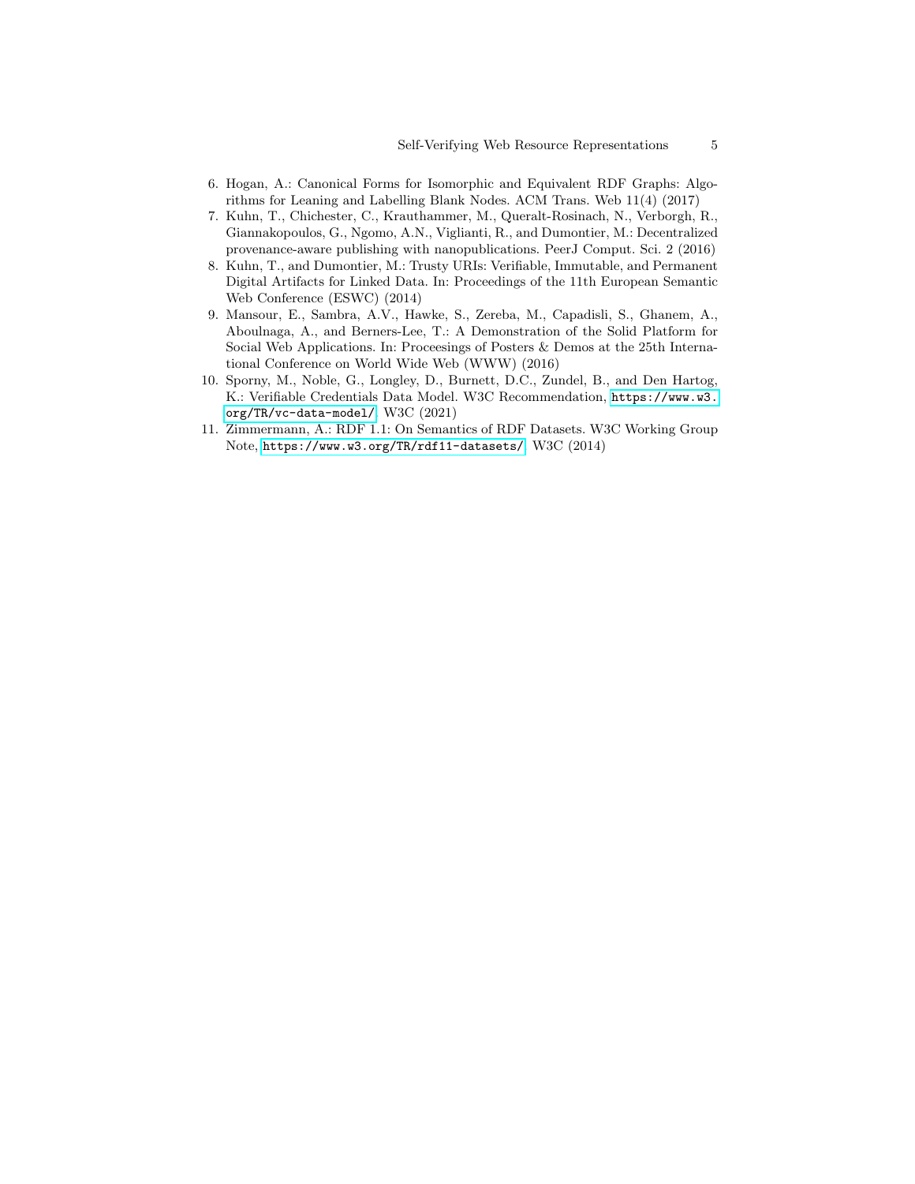6. Hogan, A.: Canonical Forms for Isomorphic and Equivalent RDF Graphs: Algorithms for Leaning and Labelling Blank Nodes. ACM Trans. Web 11(4) (2017)
7. Kuhn, T., Chichester, C., Krauthammer, M., Queralt-Rosinach, N., Verborgh, R., Giannakopoulos, G., Ngomo, A.N., Viglianti, R., and Dumontier, M.: Decentralized provenance-aware publishing with nanopublications. PeerJ Comput. Sci. 2 (2016)
8. Kuhn, T., and Dumontier, M.: Trusty URIs: Verifiable, Immutable, and Permanent Digital Artifacts for Linked Data. In: Proceedings of the 11th European Semantic Web Conference (ESWC) (2014)
9. Mansour, E., Sambra, A.V., Hawke, S., Zereba, M., Capadisli, S., Ghanem, A., Aboulnaga, A., and Berners-Lee, T.: A Demonstration of the Solid Platform for Social Web Applications. In: Proceesings of Posters & Demos at the 25th International Conference on World Wide Web (WWW) (2016)
10. Sporny, M., Noble, G., Longley, D., Burnett, D.C., Zundel, B., and Den Hartog, K.: Verifiable Credentials Data Model. W3C Recommendation, https://www.w3.org/TR/vc-data-model/, W3C (2021)
11. Zimmermann, A.: RDF 1.1: On Semantics of RDF Datasets. W3C Working Group Note, https://www.w3.org/TR/rdf11-datasets/, W3C (2014)